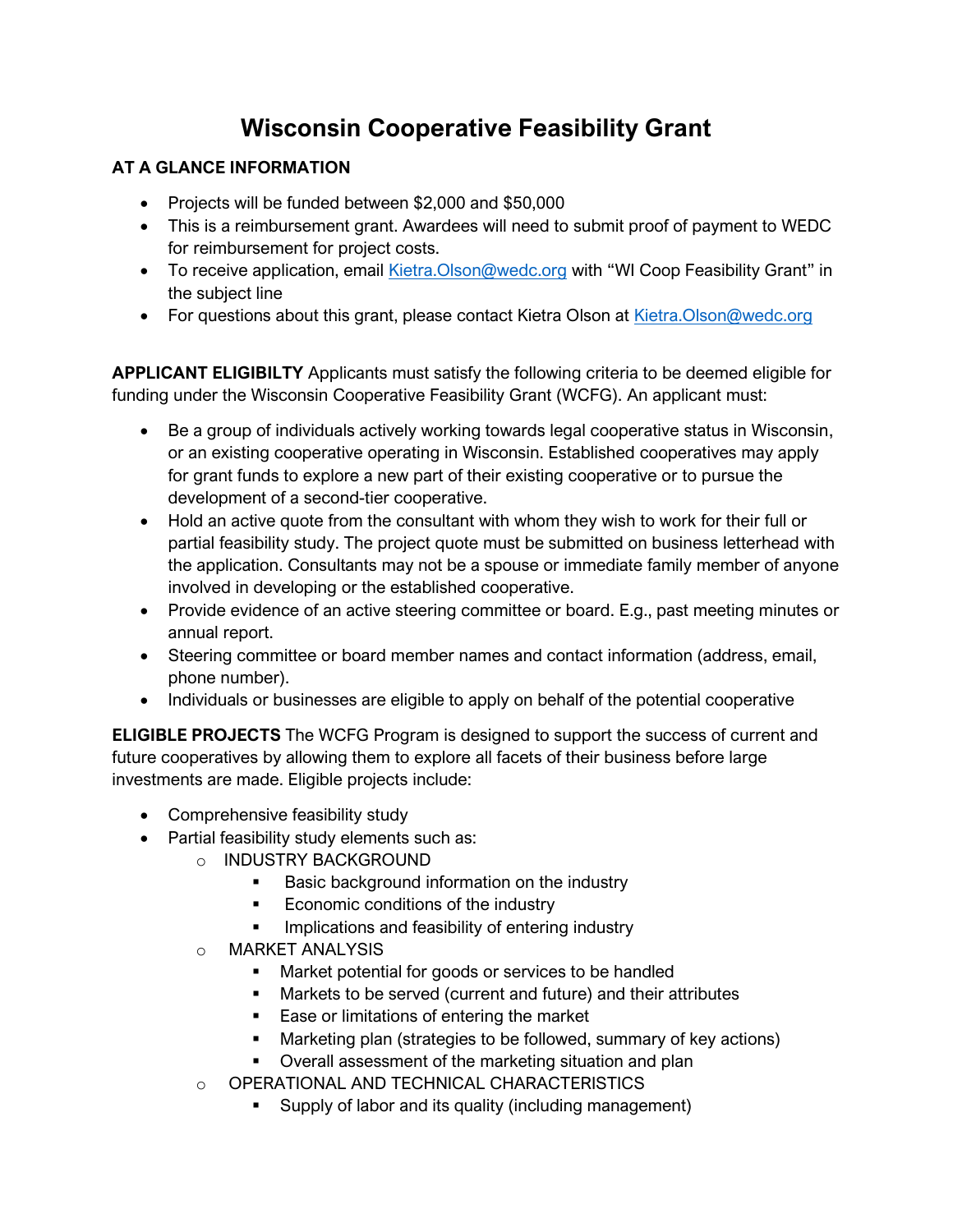# Wisconsin Cooperative Feasibility Grant

**AT A GLANCE INFORMATION**

- Projects will be funded between $2,000 and $50,000
- This is a reimbursement grant. Awardees will need to submit proof of payment to WEDC for reimbursement for project costs.
- To receive application, email [Kietra.Olson@wedc.org](mailto:Kietra.Olson@wedc.org) with "WI Coop Feasibility Grant" in the subject line
- For questions about this grant, please contact Kietra Olson at [Kietra.Olson@wedc.org](mailto:Kietra.Olson@wedc.org)

**APPLICANT ELIGIBILTY** Applicants must satisfy the following criteria to be deemed eligible for funding under the Wisconsin Cooperative Feasibility Grant (WCFG). An applicant must:

- Be a group of individuals actively working towards legal cooperative status in Wisconsin, or an existing cooperative operating in Wisconsin. Established cooperatives may apply for grant funds to explore a new part of their existing cooperative or to pursue the development of a second-tier cooperative.
- Hold an active quote from the consultant with whom they wish to work for their full or partial feasibility study. The project quote must be submitted on business letterhead with the application. Consultants may not be a spouse or immediate family member of anyone involved in developing or the established cooperative.
- Provide evidence of an active steering committee or board. E.g., past meeting minutes or annual report.
- Steering committee or board member names and contact information (address, email, phone number).
- Individuals or businesses are eligible to apply on behalf of the potential cooperative

**ELIGIBLE PROJECTS** The WCFG Program is designed to support the success of current and future cooperatives by allowing them to explore all facets of their business before large investments are made. Eligible projects include:

- Comprehensive feasibility study
- Partial feasibility study elements such as:
  - INDUSTRY BACKGROUND
    - Basic background information on the industry
    - Economic conditions of the industry
    - Implications and feasibility of entering industry
  - MARKET ANALYSIS
    - Market potential for goods or services to be handled
    - Markets to be served (current and future) and their attributes
    - Ease or limitations of entering the market
    - Marketing plan (strategies to be followed, summary of key actions)
    - Overall assessment of the marketing situation and plan
  - OPERATIONAL AND TECHNICAL CHARACTERISTICS
    - Supply of labor and its quality (including management)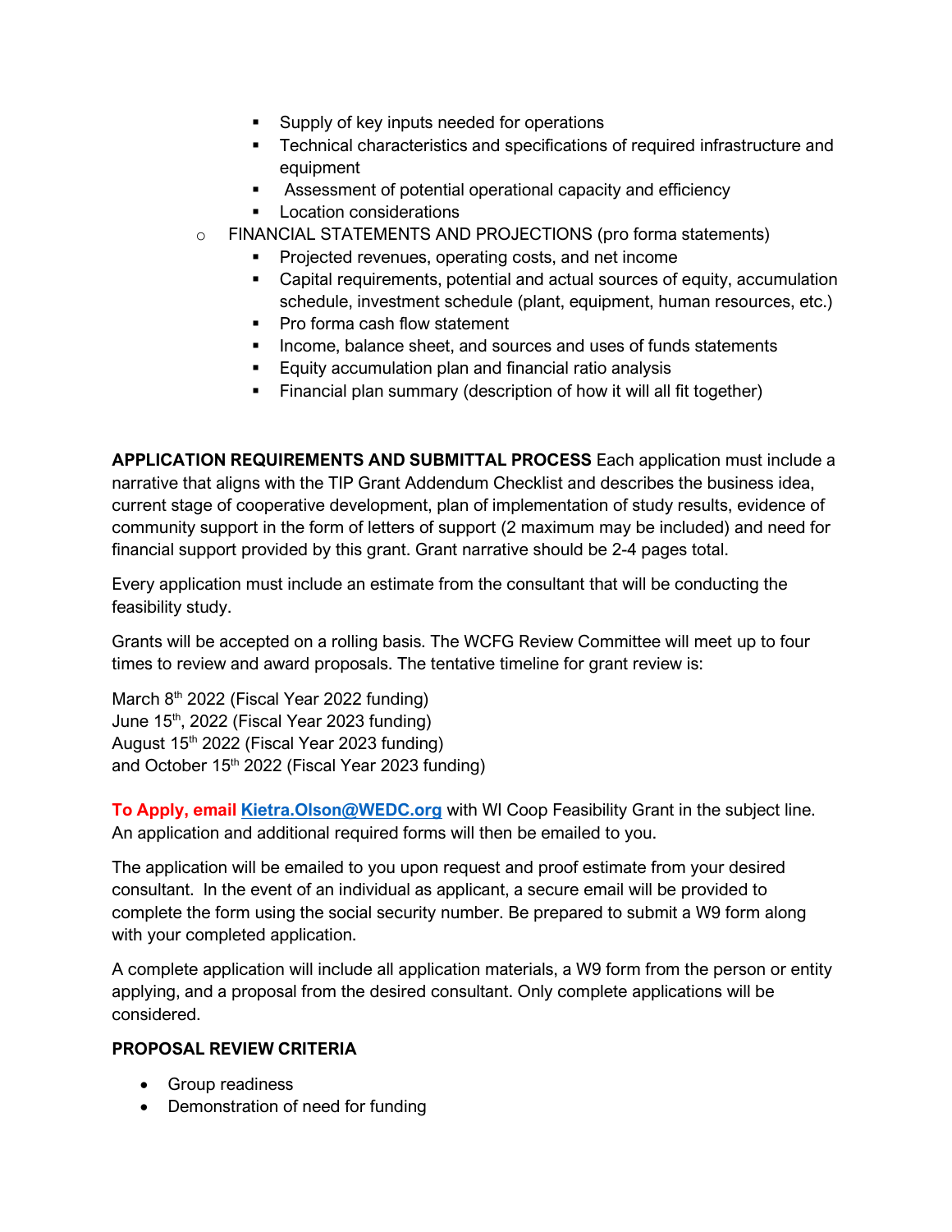- Supply of key inputs needed for operations
    - Technical characteristics and specifications of required infrastructure and equipment
    - Assessment of potential operational capacity and efficiency
    - Location considerations
  - FINANCIAL STATEMENTS AND PROJECTIONS (pro forma statements)
    - Projected revenues, operating costs, and net income
    - Capital requirements, potential and actual sources of equity, accumulation schedule, investment schedule (plant, equipment, human resources, etc.)
    - Pro forma cash flow statement
    - Income, balance sheet, and sources and uses of funds statements
    - Equity accumulation plan and financial ratio analysis
    - Financial plan summary (description of how it will all fit together)

**APPLICATION REQUIREMENTS AND SUBMITTAL PROCESS** Each application must include a narrative that aligns with the TIP Grant Addendum Checklist and describes the business idea, current stage of cooperative development, plan of implementation of study results, evidence of community support in the form of letters of support (2 maximum may be included) and need for financial support provided by this grant. Grant narrative should be 2-4 pages total.

Every application must include an estimate from the consultant that will be conducting the feasibility study.

Grants will be accepted on a rolling basis. The WCFG Review Committee will meet up to four times to review and award proposals. The tentative timeline for grant review is:

March 8th 2022 (Fiscal Year 2022 funding)
June 15th, 2022 (Fiscal Year 2023 funding)
August 15th 2022 (Fiscal Year 2023 funding)
and October 15th 2022 (Fiscal Year 2023 funding)

**To Apply, email** Kietra.Olson@WEDC.org with WI Coop Feasibility Grant in the subject line. An application and additional required forms will then be emailed to you.

The application will be emailed to you upon request and proof estimate from your desired consultant. In the event of an individual as applicant, a secure email will be provided to complete the form using the social security number. Be prepared to submit a W9 form along with your completed application.

A complete application will include all application materials, a W9 form from the person or entity applying, and a proposal from the desired consultant. Only complete applications will be considered.

**PROPOSAL REVIEW CRITERIA**

- Group readiness
- Demonstration of need for funding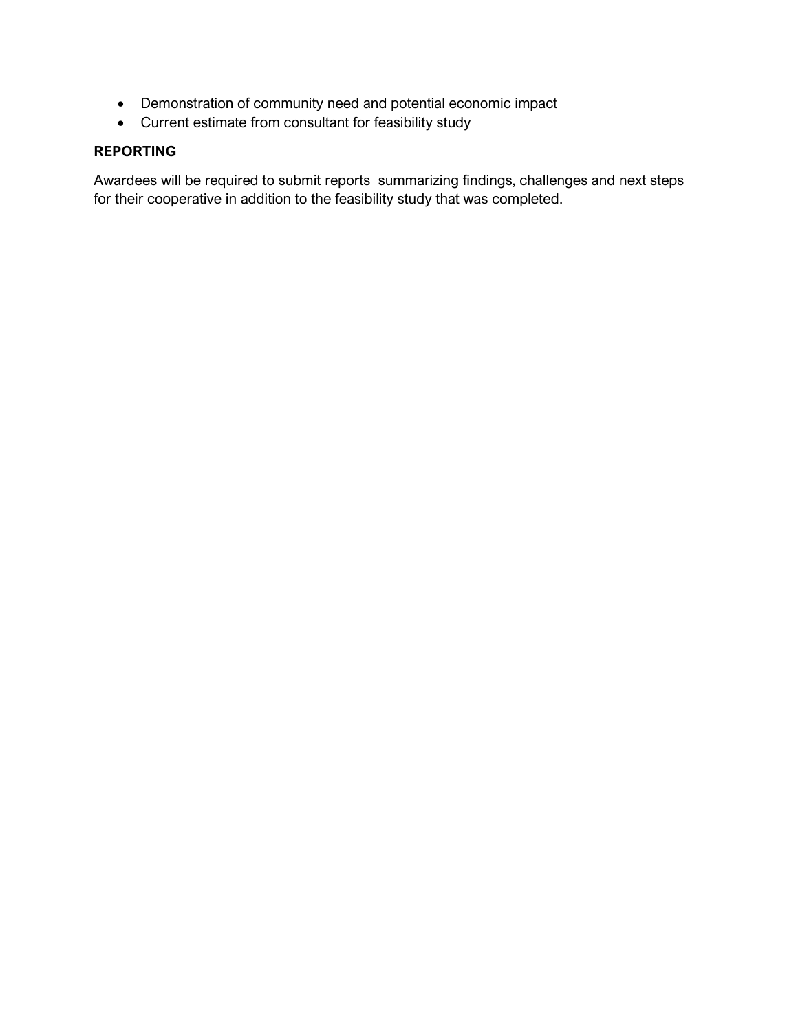- Demonstration of community need and potential economic impact
- Current estimate from consultant for feasibility study

**REPORTING**

Awardees will be required to submit reports summarizing findings, challenges and next steps for their cooperative in addition to the feasibility study that was completed.